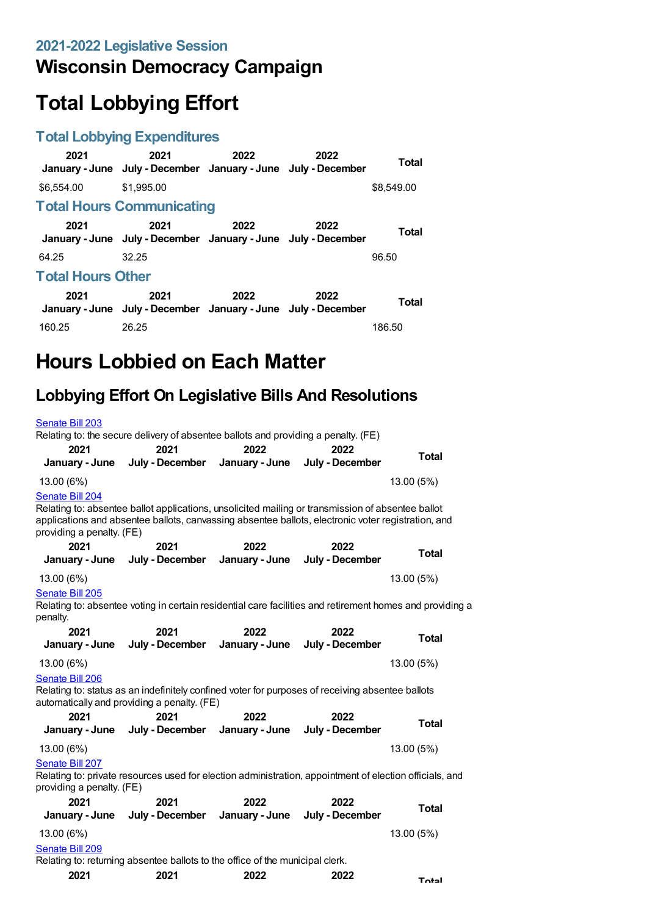## 2021-2022 Legislative Session

# Wisconsin Democracy Campaign

# Total Lobbying Effort

### Total Lobbying Expenditures

| 2021 January - June | 2021 July - December | 2022 January - June | 2022 July - December | Total |
|---|---|---|---|---|
| $6,554.00 | $1,995.00 | | | $8,549.00 |

### Total Hours Communicating

| 2021 January - June | 2021 July - December | 2022 January - June | 2022 July - December | Total |
|---|---|---|---|---|
| 64.25 | 32.25 | | | 96.50 |

### Total Hours Other

| 2021 January - June | 2021 July - December | 2022 January - June | 2022 July - December | Total |
|---|---|---|---|---|
| 160.25 | 26.25 | | | 186.50 |

# Hours Lobbied on Each Matter

## Lobbying Effort On Legislative Bills And Resolutions

Senate Bill 203

Relating to: the secure delivery of absentee ballots and providing a penalty. (FE)

| 2021 January - June | 2021 July - December | 2022 January - June | 2022 July - December | Total |
|---|---|---|---|---|
| 13.00 (6%) | | | | 13.00 (5%) |

Senate Bill 204

Relating to: absentee ballot applications, unsolicited mailing or transmission of absentee ballot applications and absentee ballots, canvassing absentee ballots, electronic voter registration, and providing a penalty. (FE)

| 2021 January - June | 2021 July - December | 2022 January - June | 2022 July - December | Total |
|---|---|---|---|---|
| 13.00 (6%) | | | | 13.00 (5%) |

Senate Bill 205

Relating to: absentee voting in certain residential care facilities and retirement homes and providing a penalty.

| 2021 January - June | 2021 July - December | 2022 January - June | 2022 July - December | Total |
|---|---|---|---|---|
| 13.00 (6%) | | | | 13.00 (5%) |

Senate Bill 206

Relating to: status as an indefinitely confined voter for purposes of receiving absentee ballots automatically and providing a penalty. (FE)

| 2021 January - June | 2021 July - December | 2022 January - June | 2022 July - December | Total |
|---|---|---|---|---|
| 13.00 (6%) | | | | 13.00 (5%) |

Senate Bill 207

Relating to: private resources used for election administration, appointment of election officials, and providing a penalty. (FE)

| 2021 January - June | 2021 July - December | 2022 January - June | 2022 July - December | Total |
|---|---|---|---|---|
| 13.00 (6%) | | | | 13.00 (5%) |

Senate Bill 209

Relating to: returning absentee ballots to the office of the municipal clerk.

| 2021 | 2021 | 2022 | 2022 | Total |
|---|---|---|---|---|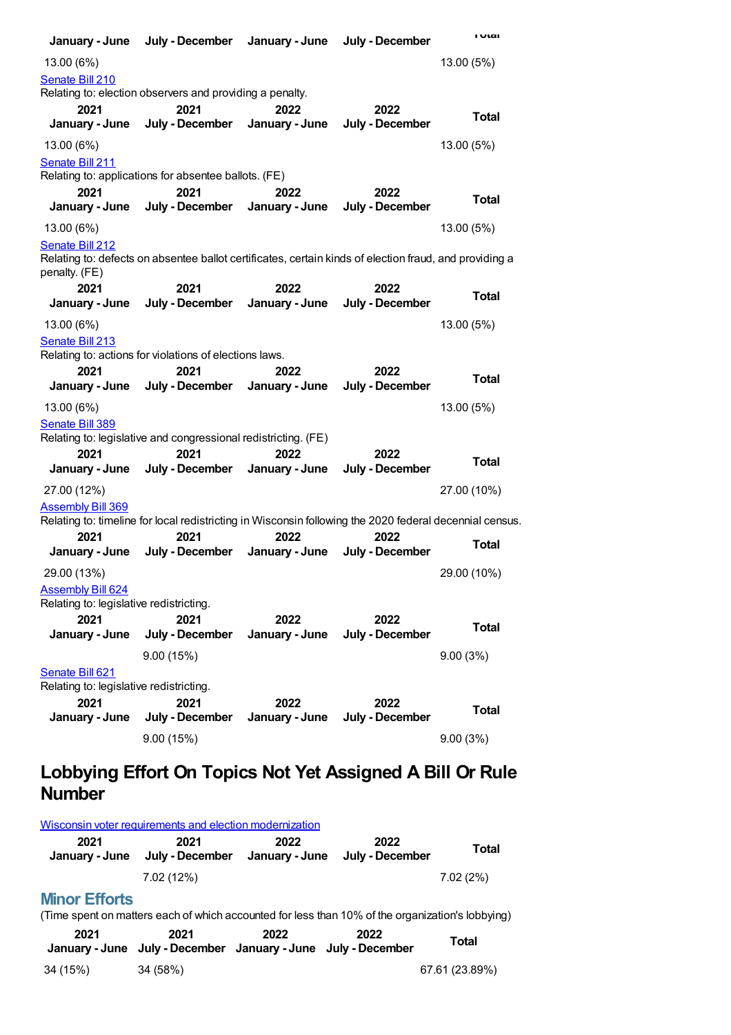| January - June | July - December | January - June | July - December | Total |
|---|---|---|---|---|
| 13.00 (6%) | | | | 13.00 (5%) |

Senate Bill 210

Relating to: election observers and providing a penalty.

| 2021 January - June | 2021 July - December | 2022 January - June | 2022 July - December | Total |
|---|---|---|---|---|
| 13.00 (6%) | | | | 13.00 (5%) |

Senate Bill 211

Relating to: applications for absentee ballots. (FE)

| 2021 January - June | 2021 July - December | 2022 January - June | 2022 July - December | Total |
|---|---|---|---|---|
| 13.00 (6%) | | | | 13.00 (5%) |

Senate Bill 212

Relating to: defects on absentee ballot certificates, certain kinds of election fraud, and providing a penalty. (FE)

| 2021 January - June | 2021 July - December | 2022 January - June | 2022 July - December | Total |
|---|---|---|---|---|
| 13.00 (6%) | | | | 13.00 (5%) |

Senate Bill 213

Relating to: actions for violations of elections laws.

| 2021 January - June | 2021 July - December | 2022 January - June | 2022 July - December | Total |
|---|---|---|---|---|
| 13.00 (6%) | | | | 13.00 (5%) |

Senate Bill 389

Relating to: legislative and congressional redistricting. (FE)

| 2021 January - June | 2021 July - December | 2022 January - June | 2022 July - December | Total |
|---|---|---|---|---|
| 27.00 (12%) | | | | 27.00 (10%) |

Assembly Bill 369

Relating to: timeline for local redistricting in Wisconsin following the 2020 federal decennial census.

| 2021 January - June | 2021 July - December | 2022 January - June | 2022 July - December | Total |
|---|---|---|---|---|
| 29.00 (13%) | | | | 29.00 (10%) |

Assembly Bill 624

Relating to: legislative redistricting.

| 2021 January - June | 2021 July - December | 2022 January - June | 2022 July - December | Total |
|---|---|---|---|---|
| | 9.00 (15%) | | | 9.00 (3%) |

Senate Bill 621

Relating to: legislative redistricting.

| 2021 January - June | 2021 July - December | 2022 January - June | 2022 July - December | Total |
|---|---|---|---|---|
| | 9.00 (15%) | | | 9.00 (3%) |

## Lobbying Effort On Topics Not Yet Assigned A Bill Or Rule Number

Wisconsin voter requirements and election modernization

| 2021 January - June | 2021 July - December | 2022 January - June | 2022 July - December | Total |
|---|---|---|---|---|
| | 7.02 (12%) | | | 7.02 (2%) |

### Minor Efforts

(Time spent on matters each of which accounted for less than 10% of the organization's lobbying)

| 2021 January - June | 2021 July - December | 2022 January - June | 2022 July - December | Total |
|---|---|---|---|---|
| 34 (15%) | 34 (58%) | | | 67.61 (23.89%) |